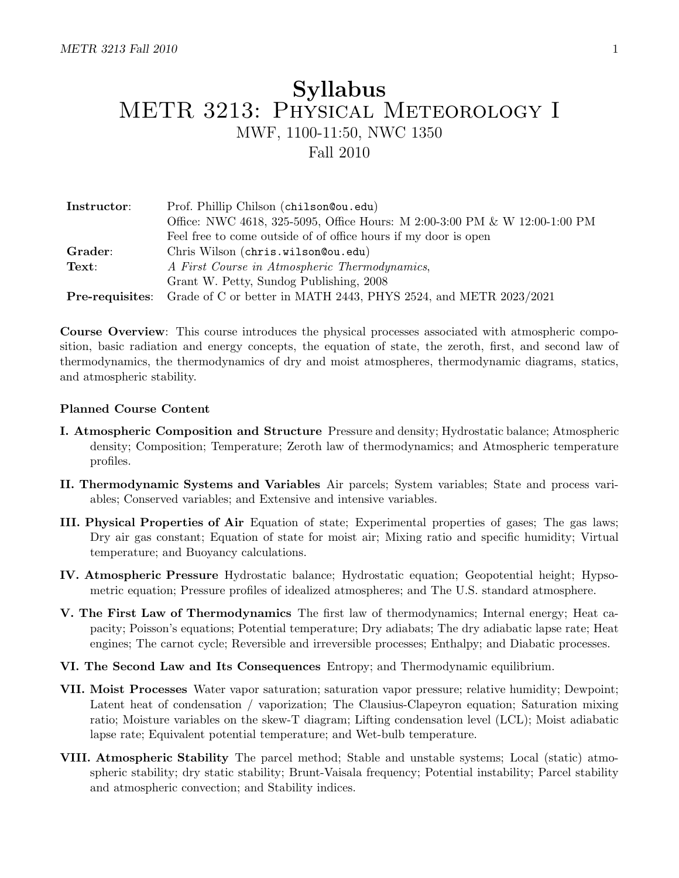# Syllabus
# METR 3213: Physical Meteorology I

MWF, 1100-11:50, NWC 1350

Fall 2010

| | |
|---|---|
| **Instructor**: | Prof. Phillip Chilson (`chilson@ou.edu`) |
| | Office: NWC 4618, 325-5095, Office Hours: M 2:00-3:00 PM & W 12:00-1:00 PM |
| | Feel free to come outside of of office hours if my door is open |
| **Grader**: | Chris Wilson (`chris.wilson@ou.edu`) |
| **Text**: | *A First Course in Atmospheric Thermodynamics*, |
| | Grant W. Petty, Sundog Publishing, 2008 |
| **Pre-requisites**: | Grade of C or better in MATH 2443, PHYS 2524, and METR 2023/2021 |

**Course Overview**: This course introduces the physical processes associated with atmospheric composition, basic radiation and energy concepts, the equation of state, the zeroth, first, and second law of thermodynamics, the thermodynamics of dry and moist atmospheres, thermodynamic diagrams, statics, and atmospheric stability.

**Planned Course Content**

**I. Atmospheric Composition and Structure** Pressure and density; Hydrostatic balance; Atmospheric density; Composition; Temperature; Zeroth law of thermodynamics; and Atmospheric temperature profiles.

**II. Thermodynamic Systems and Variables** Air parcels; System variables; State and process variables; Conserved variables; and Extensive and intensive variables.

**III. Physical Properties of Air** Equation of state; Experimental properties of gases; The gas laws; Dry air gas constant; Equation of state for moist air; Mixing ratio and specific humidity; Virtual temperature; and Buoyancy calculations.

**IV. Atmospheric Pressure** Hydrostatic balance; Hydrostatic equation; Geopotential height; Hypsometric equation; Pressure profiles of idealized atmospheres; and The U.S. standard atmosphere.

**V. The First Law of Thermodynamics** The first law of thermodynamics; Internal energy; Heat capacity; Poisson's equations; Potential temperature; Dry adiabats; The dry adiabatic lapse rate; Heat engines; The carnot cycle; Reversible and irreversible processes; Enthalpy; and Diabatic processes.

**VI. The Second Law and Its Consequences** Entropy; and Thermodynamic equilibrium.

**VII. Moist Processes** Water vapor saturation; saturation vapor pressure; relative humidity; Dewpoint; Latent heat of condensation / vaporization; The Clausius-Clapeyron equation; Saturation mixing ratio; Moisture variables on the skew-T diagram; Lifting condensation level (LCL); Moist adiabatic lapse rate; Equivalent potential temperature; and Wet-bulb temperature.

**VIII. Atmospheric Stability** The parcel method; Stable and unstable systems; Local (static) atmospheric stability; dry static stability; Brunt-Vaisala frequency; Potential instability; Parcel stability and atmospheric convection; and Stability indices.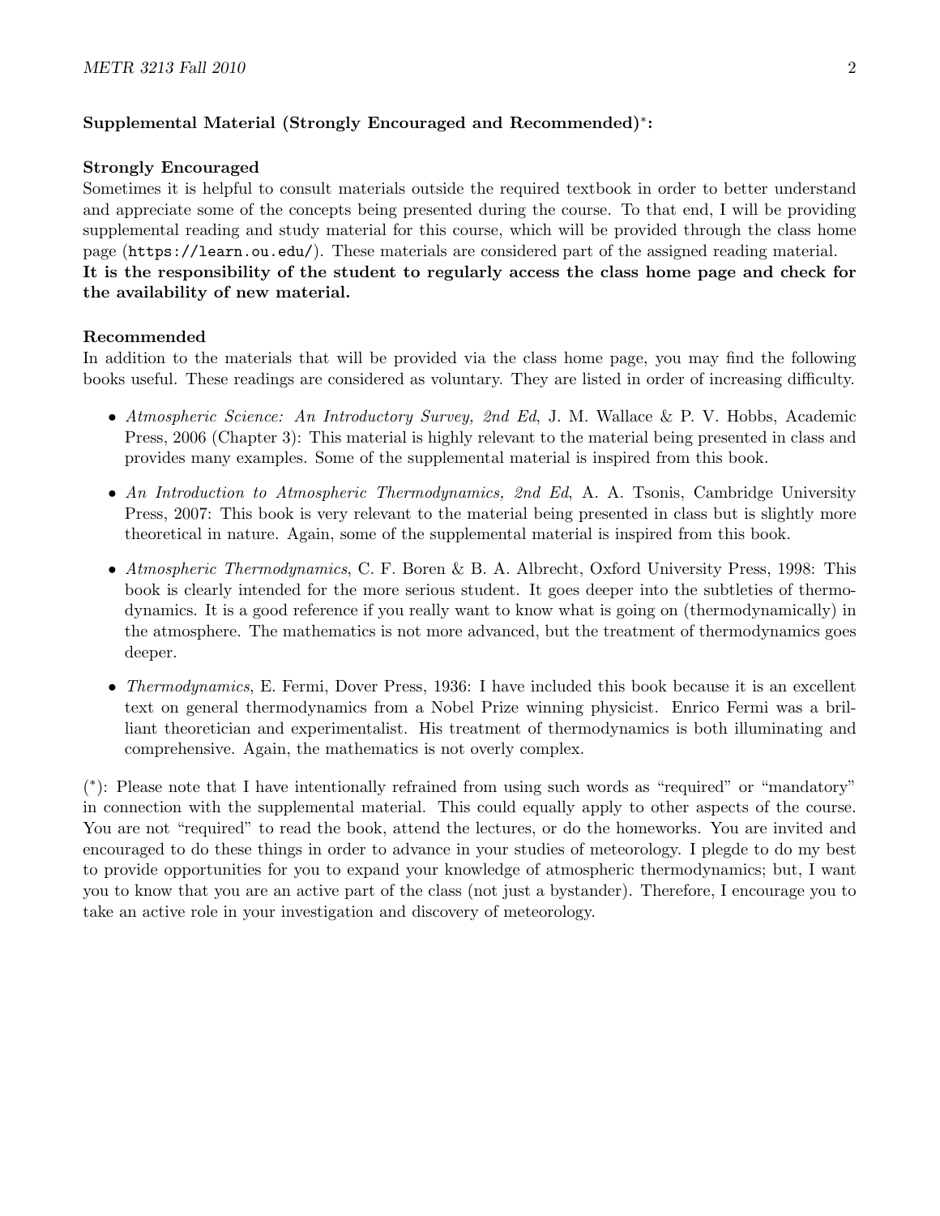**Supplemental Material (Strongly Encouraged and Recommended)*:**

**Strongly Encouraged**

Sometimes it is helpful to consult materials outside the required textbook in order to better understand and appreciate some of the concepts being presented during the course. To that end, I will be providing supplemental reading and study material for this course, which will be provided through the class home page (`https://learn.ou.edu/`). These materials are considered part of the assigned reading material. **It is the responsibility of the student to regularly access the class home page and check for the availability of new material.**

**Recommended**

In addition to the materials that will be provided via the class home page, you may find the following books useful. These readings are considered as voluntary. They are listed in order of increasing difficulty.

- *Atmospheric Science: An Introductory Survey, 2nd Ed*, J. M. Wallace & P. V. Hobbs, Academic Press, 2006 (Chapter 3): This material is highly relevant to the material being presented in class and provides many examples. Some of the supplemental material is inspired from this book.
- *An Introduction to Atmospheric Thermodynamics, 2nd Ed*, A. A. Tsonis, Cambridge University Press, 2007: This book is very relevant to the material being presented in class but is slightly more theoretical in nature. Again, some of the supplemental material is inspired from this book.
- *Atmospheric Thermodynamics*, C. F. Boren & B. A. Albrecht, Oxford University Press, 1998: This book is clearly intended for the more serious student. It goes deeper into the subtleties of thermodynamics. It is a good reference if you really want to know what is going on (thermodynamically) in the atmosphere. The mathematics is not more advanced, but the treatment of thermodynamics goes deeper.
- *Thermodynamics*, E. Fermi, Dover Press, 1936: I have included this book because it is an excellent text on general thermodynamics from a Nobel Prize winning physicist. Enrico Fermi was a brilliant theoretician and experimentalist. His treatment of thermodynamics is both illuminating and comprehensive. Again, the mathematics is not overly complex.

(*): Please note that I have intentionally refrained from using such words as "required" or "mandatory" in connection with the supplemental material. This could equally apply to other aspects of the course. You are not "required" to read the book, attend the lectures, or do the homeworks. You are invited and encouraged to do these things in order to advance in your studies of meteorology. I plegde to do my best to provide opportunities for you to expand your knowledge of atmospheric thermodynamics; but, I want you to know that you are an active part of the class (not just a bystander). Therefore, I encourage you to take an active role in your investigation and discovery of meteorology.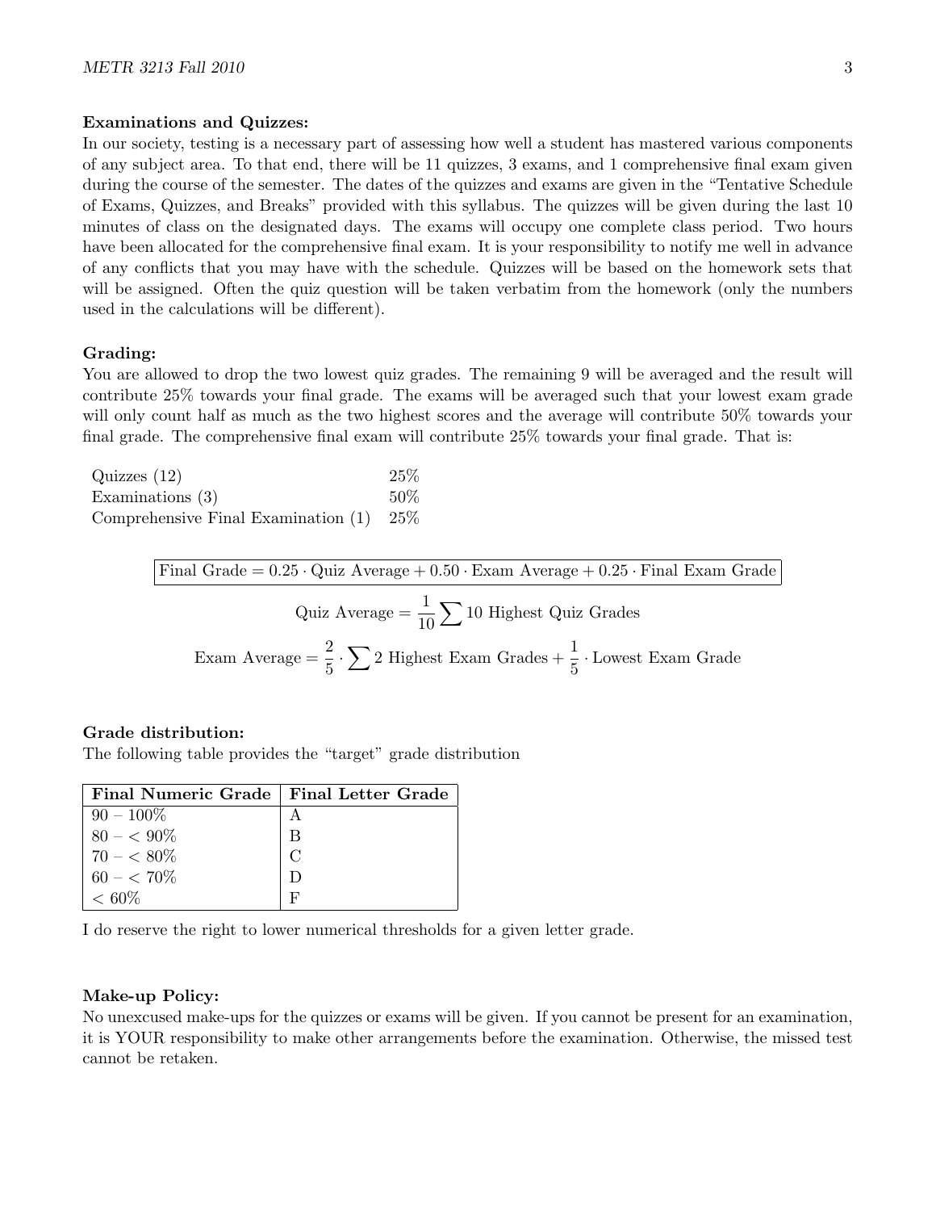**Examinations and Quizzes:**

In our society, testing is a necessary part of assessing how well a student has mastered various components of any subject area. To that end, there will be 11 quizzes, 3 exams, and 1 comprehensive final exam given during the course of the semester. The dates of the quizzes and exams are given in the "Tentative Schedule of Exams, Quizzes, and Breaks" provided with this syllabus. The quizzes will be given during the last 10 minutes of class on the designated days. The exams will occupy one complete class period. Two hours have been allocated for the comprehensive final exam. It is your responsibility to notify me well in advance of any conflicts that you may have with the schedule. Quizzes will be based on the homework sets that will be assigned. Often the quiz question will be taken verbatim from the homework (only the numbers used in the calculations will be different).

**Grading:**

You are allowed to drop the two lowest quiz grades. The remaining 9 will be averaged and the result will contribute 25% towards your final grade. The exams will be averaged such that your lowest exam grade will only count half as much as the two highest scores and the average will contribute 50% towards your final grade. The comprehensive final exam will contribute 25% towards your final grade. That is:

| | |
|---|---|
| Quizzes (12) | 25% |
| Examinations (3) | 50% |
| Comprehensive Final Examination (1) | 25% |

$$\boxed{\text{Final Grade} = 0.25 \cdot \text{Quiz Average} + 0.50 \cdot \text{Exam Average} + 0.25 \cdot \text{Final Exam Grade}}$$

$$\text{Quiz Average} = \frac{1}{10} \sum \text{10 Highest Quiz Grades}$$

$$\text{Exam Average} = \frac{2}{5} \cdot \sum \text{2 Highest Exam Grades} + \frac{1}{5} \cdot \text{Lowest Exam Grade}$$

**Grade distribution:**

The following table provides the "target" grade distribution

| Final Numeric Grade | Final Letter Grade |
|---|---|
| 90 – 100% | A |
| 80 – < 90% | B |
| 70 – < 80% | C |
| 60 – < 70% | D |
| < 60% | F |

I do reserve the right to lower numerical thresholds for a given letter grade.

**Make-up Policy:**

No unexcused make-ups for the quizzes or exams will be given. If you cannot be present for an examination, it is YOUR responsibility to make other arrangements before the examination. Otherwise, the missed test cannot be retaken.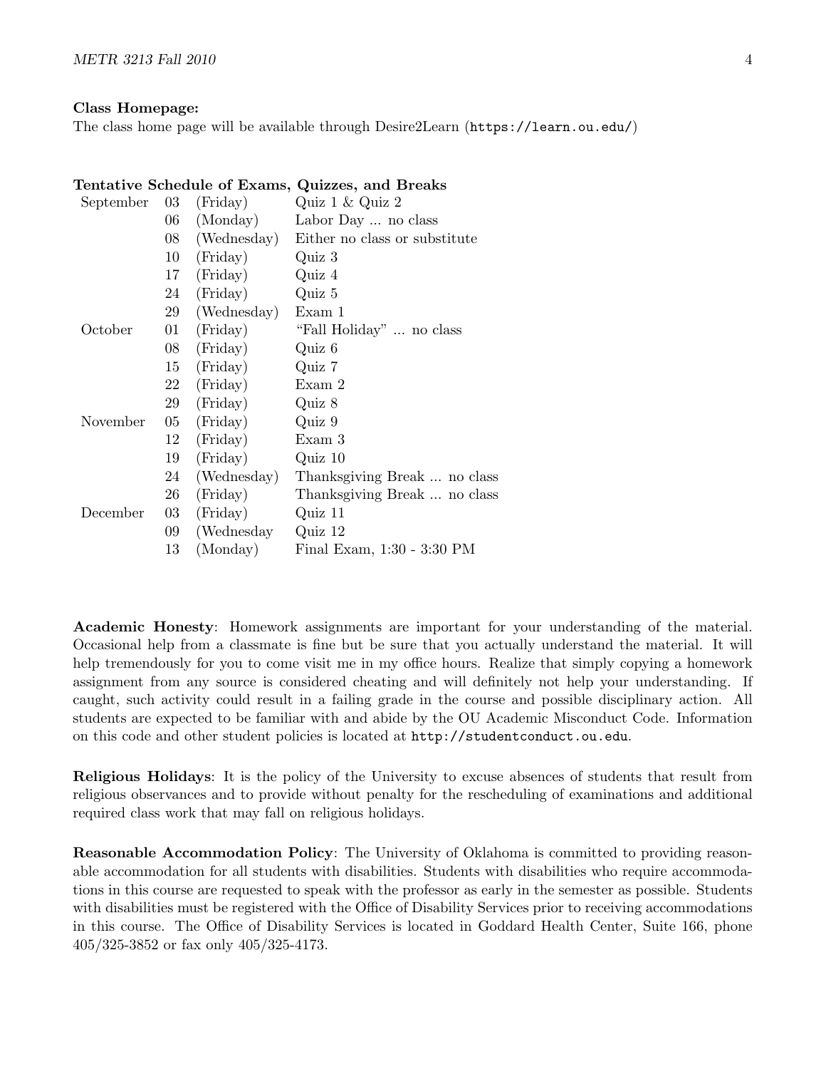**Class Homepage:**
The class home page will be available through Desire2Learn (`https://learn.ou.edu/`)

**Tentative Schedule of Exams, Quizzes, and Breaks**

| | | | |
|---|---|---|---|
| September | 03 | (Friday) | Quiz 1 & Quiz 2 |
| | 06 | (Monday) | Labor Day ... no class |
| | 08 | (Wednesday) | Either no class or substitute |
| | 10 | (Friday) | Quiz 3 |
| | 17 | (Friday) | Quiz 4 |
| | 24 | (Friday) | Quiz 5 |
| | 29 | (Wednesday) | Exam 1 |
| October | 01 | (Friday) | "Fall Holiday" ... no class |
| | 08 | (Friday) | Quiz 6 |
| | 15 | (Friday) | Quiz 7 |
| | 22 | (Friday) | Exam 2 |
| | 29 | (Friday) | Quiz 8 |
| November | 05 | (Friday) | Quiz 9 |
| | 12 | (Friday) | Exam 3 |
| | 19 | (Friday) | Quiz 10 |
| | 24 | (Wednesday) | Thanksgiving Break ... no class |
| | 26 | (Friday) | Thanksgiving Break ... no class |
| December | 03 | (Friday) | Quiz 11 |
| | 09 | (Wednesday | Quiz 12 |
| | 13 | (Monday) | Final Exam, 1:30 - 3:30 PM |

**Academic Honesty**: Homework assignments are important for your understanding of the material. Occasional help from a classmate is fine but be sure that you actually understand the material. It will help tremendously for you to come visit me in my office hours. Realize that simply copying a homework assignment from any source is considered cheating and will definitely not help your understanding. If caught, such activity could result in a failing grade in the course and possible disciplinary action. All students are expected to be familiar with and abide by the OU Academic Misconduct Code. Information on this code and other student policies is located at `http://studentconduct.ou.edu`.

**Religious Holidays**: It is the policy of the University to excuse absences of students that result from religious observances and to provide without penalty for the rescheduling of examinations and additional required class work that may fall on religious holidays.

**Reasonable Accommodation Policy**: The University of Oklahoma is committed to providing reasonable accommodation for all students with disabilities. Students with disabilities who require accommodations in this course are requested to speak with the professor as early in the semester as possible. Students with disabilities must be registered with the Office of Disability Services prior to receiving accommodations in this course. The Office of Disability Services is located in Goddard Health Center, Suite 166, phone 405/325-3852 or fax only 405/325-4173.